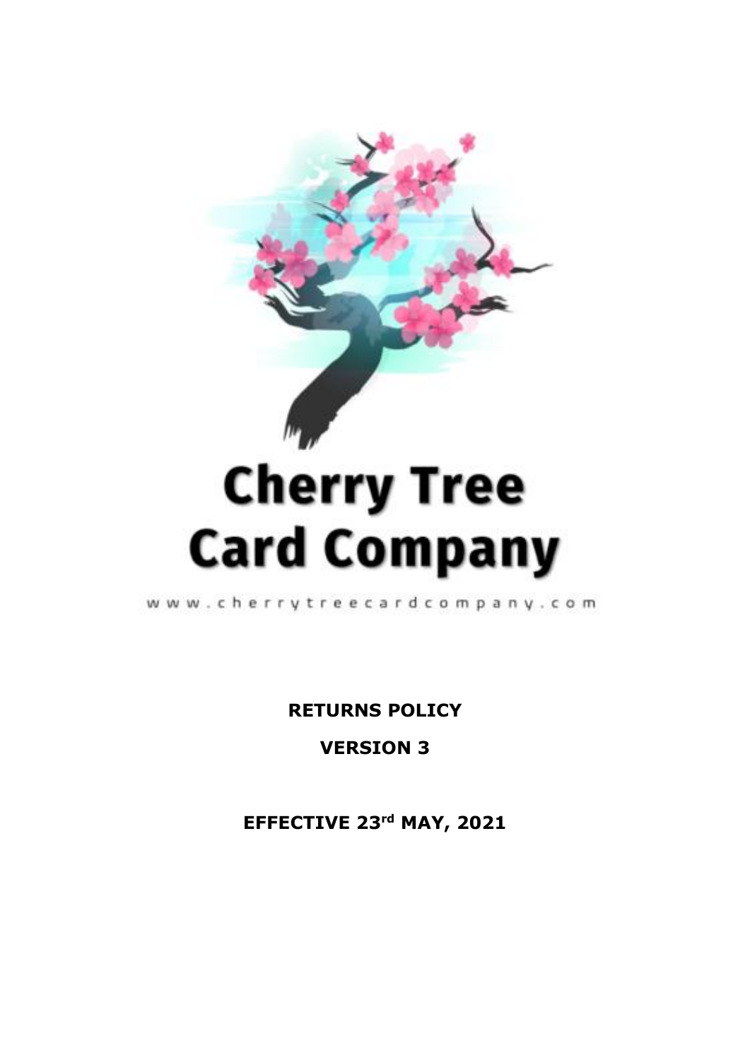# Cherry Tree Card Company

www.cherrytreecardcompany.com

**RETURNS POLICY**

**VERSION 3**

**EFFECTIVE 23rd MAY, 2021**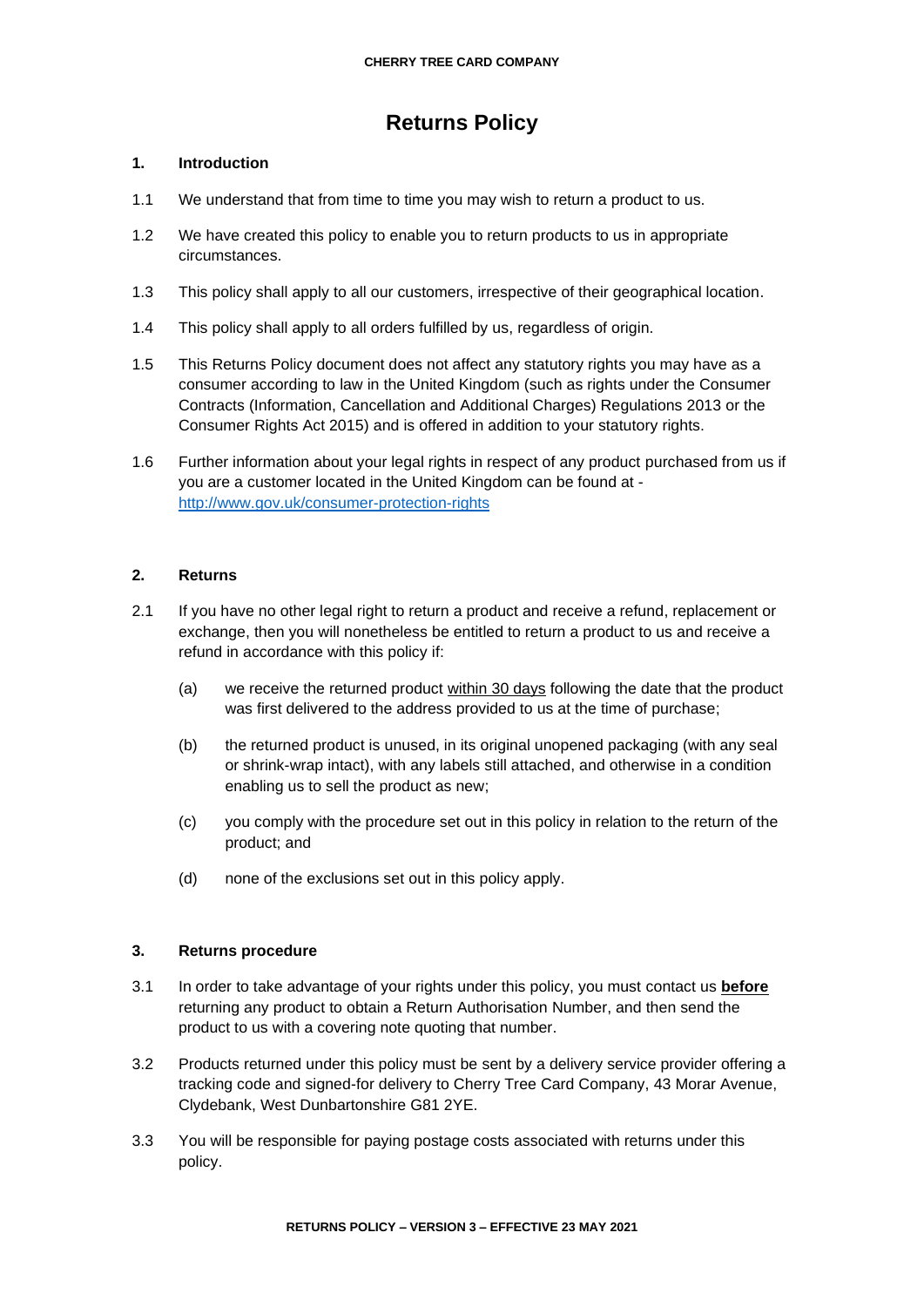# Returns Policy

## 1. Introduction

1.1 We understand that from time to time you may wish to return a product to us.

1.2 We have created this policy to enable you to return products to us in appropriate circumstances.

1.3 This policy shall apply to all our customers, irrespective of their geographical location.

1.4 This policy shall apply to all orders fulfilled by us, regardless of origin.

1.5 This Returns Policy document does not affect any statutory rights you may have as a consumer according to law in the United Kingdom (such as rights under the Consumer Contracts (Information, Cancellation and Additional Charges) Regulations 2013 or the Consumer Rights Act 2015) and is offered in addition to your statutory rights.

1.6 Further information about your legal rights in respect of any product purchased from us if you are a customer located in the United Kingdom can be found at - [http://www.gov.uk/consumer-protection-rights](http://www.gov.uk/consumer-protection-rights)

## 2. Returns

2.1 If you have no other legal right to return a product and receive a refund, replacement or exchange, then you will nonetheless be entitled to return a product to us and receive a refund in accordance with this policy if:

(a) we receive the returned product <u>within 30 days</u> following the date that the product was first delivered to the address provided to us at the time of purchase;

(b) the returned product is unused, in its original unopened packaging (with any seal or shrink-wrap intact), with any labels still attached, and otherwise in a condition enabling us to sell the product as new;

(c) you comply with the procedure set out in this policy in relation to the return of the product; and

(d) none of the exclusions set out in this policy apply.

## 3. Returns procedure

3.1 In order to take advantage of your rights under this policy, you must contact us **<u>before</u>** returning any product to obtain a Return Authorisation Number, and then send the product to us with a covering note quoting that number.

3.2 Products returned under this policy must be sent by a delivery service provider offering a tracking code and signed-for delivery to Cherry Tree Card Company, 43 Morar Avenue, Clydebank, West Dunbartonshire G81 2YE.

3.3 You will be responsible for paying postage costs associated with returns under this policy.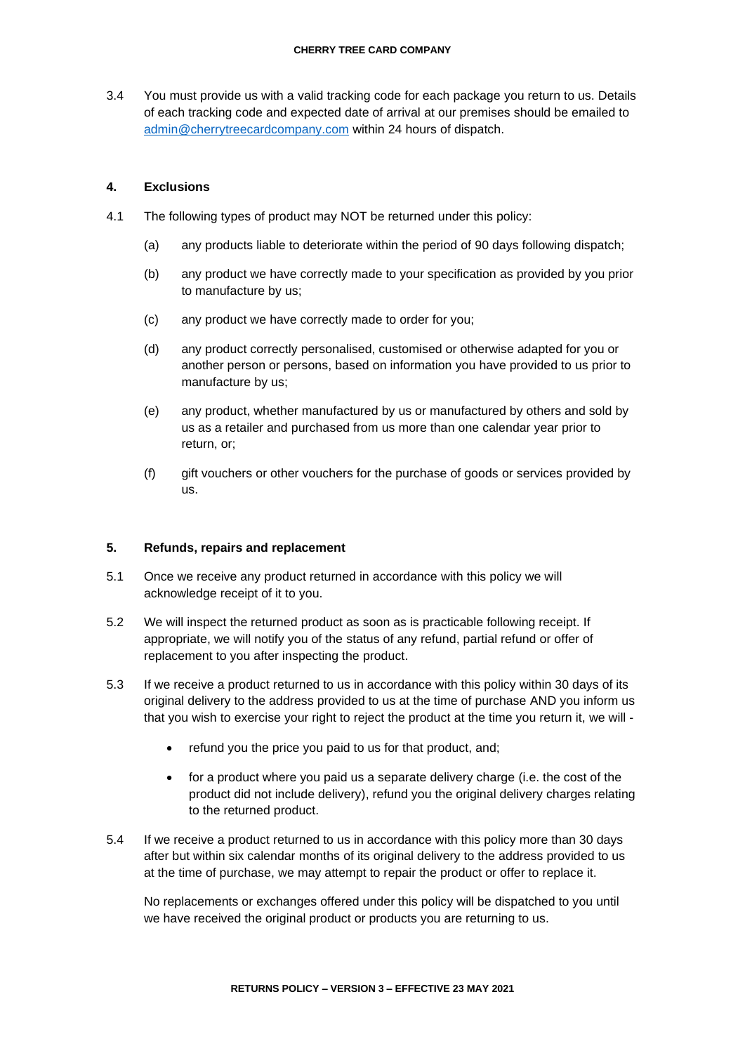3.4 You must provide us with a valid tracking code for each package you return to us. Details of each tracking code and expected date of arrival at our premises should be emailed to [admin@cherrytreecardcompany.com](mailto:admin@cherrytreecardcompany.com) within 24 hours of dispatch.

## 4. Exclusions

4.1 The following types of product may NOT be returned under this policy:

(a) any products liable to deteriorate within the period of 90 days following dispatch;

(b) any product we have correctly made to your specification as provided by you prior to manufacture by us;

(c) any product we have correctly made to order for you;

(d) any product correctly personalised, customised or otherwise adapted for you or another person or persons, based on information you have provided to us prior to manufacture by us;

(e) any product, whether manufactured by us or manufactured by others and sold by us as a retailer and purchased from us more than one calendar year prior to return, or;

(f) gift vouchers or other vouchers for the purchase of goods or services provided by us.

## 5. Refunds, repairs and replacement

5.1 Once we receive any product returned in accordance with this policy we will acknowledge receipt of it to you.

5.2 We will inspect the returned product as soon as is practicable following receipt. If appropriate, we will notify you of the status of any refund, partial refund or offer of replacement to you after inspecting the product.

5.3 If we receive a product returned to us in accordance with this policy within 30 days of its original delivery to the address provided to us at the time of purchase AND you inform us that you wish to exercise your right to reject the product at the time you return it, we will -

- refund you the price you paid to us for that product, and;
- for a product where you paid us a separate delivery charge (i.e. the cost of the product did not include delivery), refund you the original delivery charges relating to the returned product.

5.4 If we receive a product returned to us in accordance with this policy more than 30 days after but within six calendar months of its original delivery to the address provided to us at the time of purchase, we may attempt to repair the product or offer to replace it.

No replacements or exchanges offered under this policy will be dispatched to you until we have received the original product or products you are returning to us.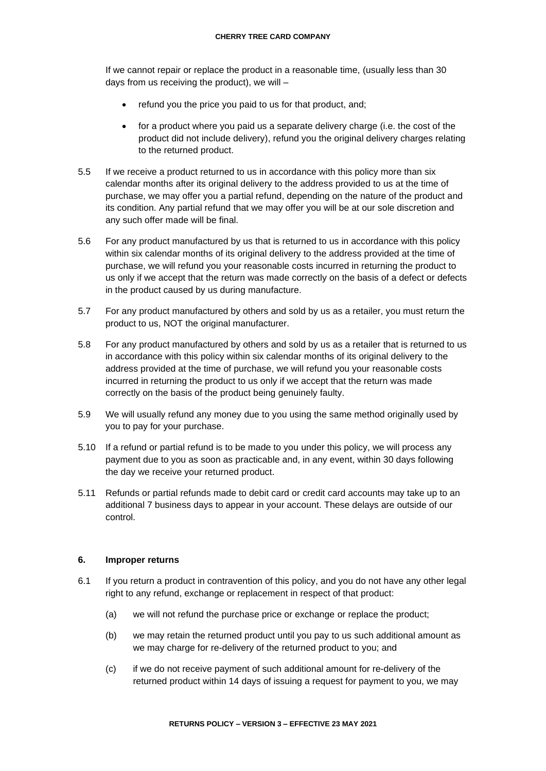If we cannot repair or replace the product in a reasonable time, (usually less than 30 days from us receiving the product), we will –

- refund you the price you paid to us for that product, and;
- for a product where you paid us a separate delivery charge (i.e. the cost of the product did not include delivery), refund you the original delivery charges relating to the returned product.

5.5 If we receive a product returned to us in accordance with this policy more than six calendar months after its original delivery to the address provided to us at the time of purchase, we may offer you a partial refund, depending on the nature of the product and its condition. Any partial refund that we may offer you will be at our sole discretion and any such offer made will be final.

5.6 For any product manufactured by us that is returned to us in accordance with this policy within six calendar months of its original delivery to the address provided at the time of purchase, we will refund you your reasonable costs incurred in returning the product to us only if we accept that the return was made correctly on the basis of a defect or defects in the product caused by us during manufacture.

5.7 For any product manufactured by others and sold by us as a retailer, you must return the product to us, NOT the original manufacturer.

5.8 For any product manufactured by others and sold by us as a retailer that is returned to us in accordance with this policy within six calendar months of its original delivery to the address provided at the time of purchase, we will refund you your reasonable costs incurred in returning the product to us only if we accept that the return was made correctly on the basis of the product being genuinely faulty.

5.9 We will usually refund any money due to you using the same method originally used by you to pay for your purchase.

5.10 If a refund or partial refund is to be made to you under this policy, we will process any payment due to you as soon as practicable and, in any event, within 30 days following the day we receive your returned product.

5.11 Refunds or partial refunds made to debit card or credit card accounts may take up to an additional 7 business days to appear in your account. These delays are outside of our control.

## 6. Improper returns

6.1 If you return a product in contravention of this policy, and you do not have any other legal right to any refund, exchange or replacement in respect of that product:

(a) we will not refund the purchase price or exchange or replace the product;

(b) we may retain the returned product until you pay to us such additional amount as we may charge for re-delivery of the returned product to you; and

(c) if we do not receive payment of such additional amount for re-delivery of the returned product within 14 days of issuing a request for payment to you, we may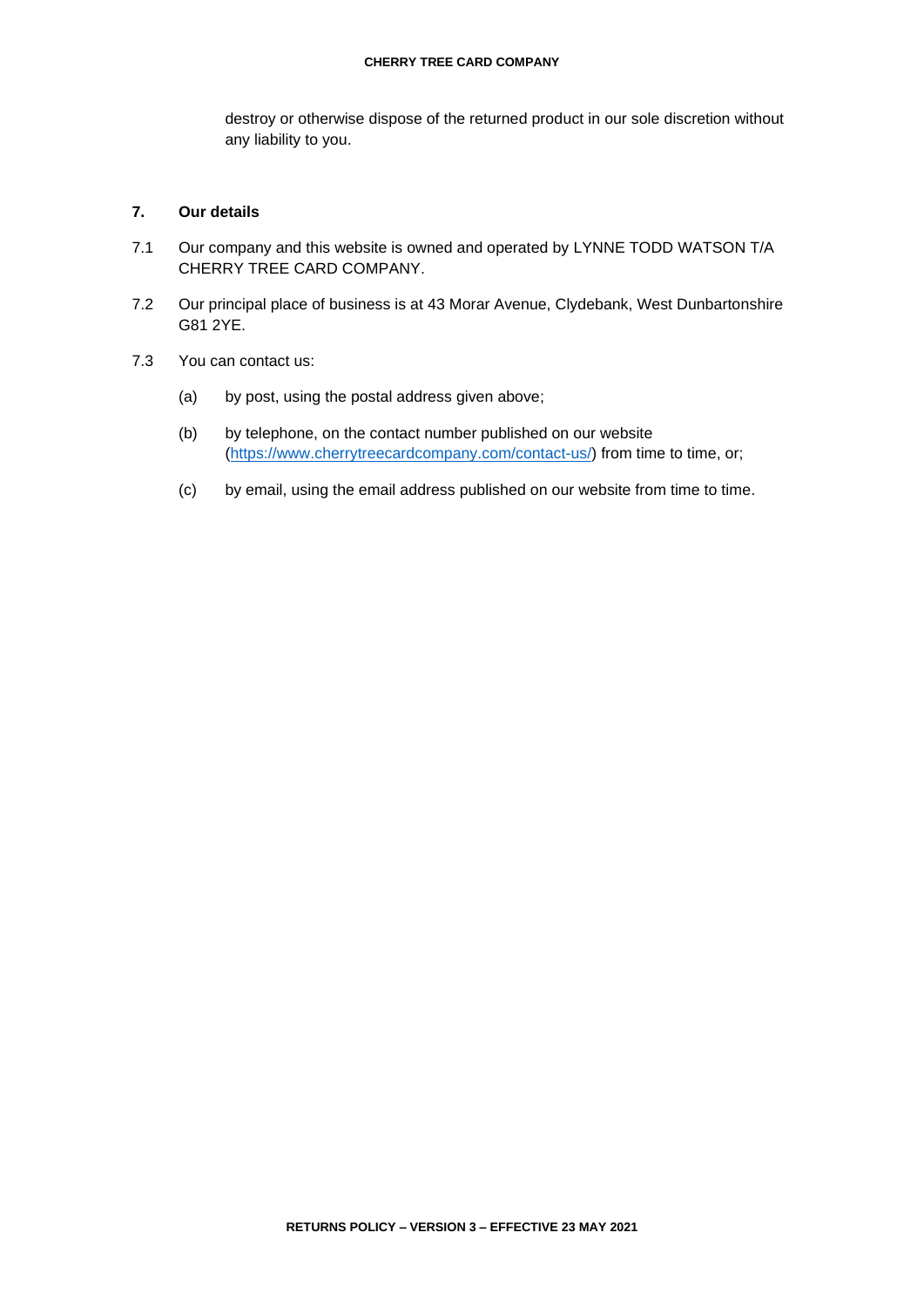destroy or otherwise dispose of the returned product in our sole discretion without any liability to you.

## 7. Our details

7.1 Our company and this website is owned and operated by LYNNE TODD WATSON T/A CHERRY TREE CARD COMPANY.

7.2 Our principal place of business is at 43 Morar Avenue, Clydebank, West Dunbartonshire G81 2YE.

7.3 You can contact us:

(a) by post, using the postal address given above;

(b) by telephone, on the contact number published on our website (https://www.cherrytreecardcompany.com/contact-us/) from time to time, or;

(c) by email, using the email address published on our website from time to time.